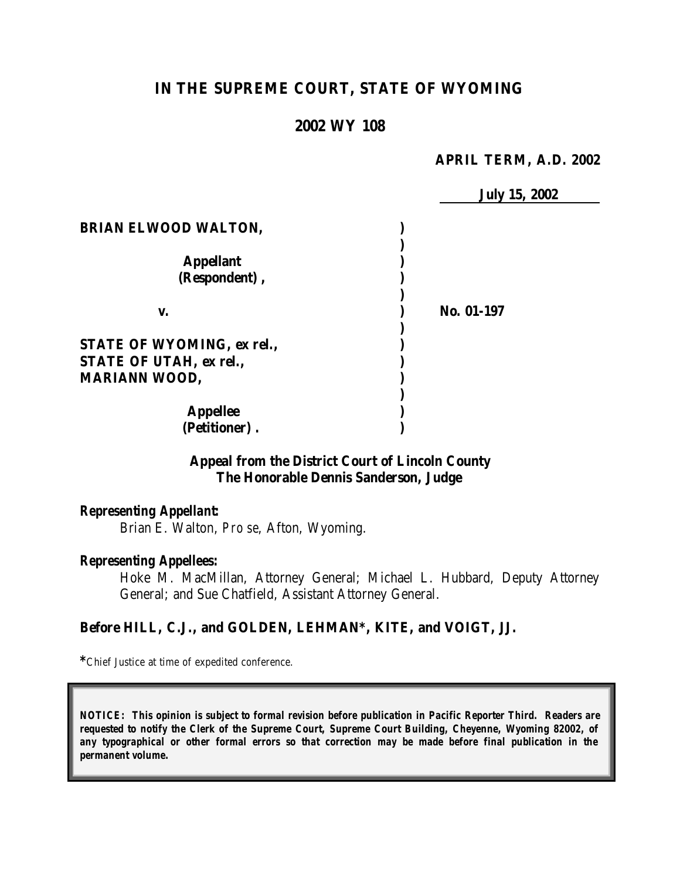# IN THE SUPREME COURT, STATE OF WYOMING

## 2002 WY 108

**APRIL TERM, A.D. 2002**

**July 15, 2002**

| | | |
|---|---|---|
| **BRIAN ELWOOD WALTON,** | ) | |
| | ) | |
| **Appellant** | ) | |
| **(Respondent),** | ) | |
| | ) | |
| **v.** | ) | **No. 01-197** |
| | ) | |
| **STATE OF WYOMING, *ex rel.*,** | ) | |
| **STATE OF UTAH, *ex rel.*,** | ) | |
| **MARIANN WOOD,** | ) | |
| | ) | |
| **Appellee** | ) | |
| **(Petitioner).** | ) | |

**Appeal from the District Court of Lincoln County**
**The Honorable Dennis Sanderson, Judge**

***Representing Appellant:***

Brian E. Walton, *Pro se*, Afton, Wyoming.

***Representing Appellees:***

Hoke M. MacMillan, Attorney General; Michael L. Hubbard, Deputy Attorney General; and Sue Chatfield, Assistant Attorney General.

**Before HILL, C.J., and GOLDEN, LEHMAN\*, KITE, and VOIGT, JJ.**

\*Chief Justice at time of expedited conference.

**NOTICE: This opinion is subject to formal revision before publication in Pacific Reporter Third. Readers are requested to notify the Clerk of the Supreme Court, Supreme Court Building, Cheyenne, Wyoming 82002, of any typographical or other formal errors so that correction may be made before final publication in the permanent volume.**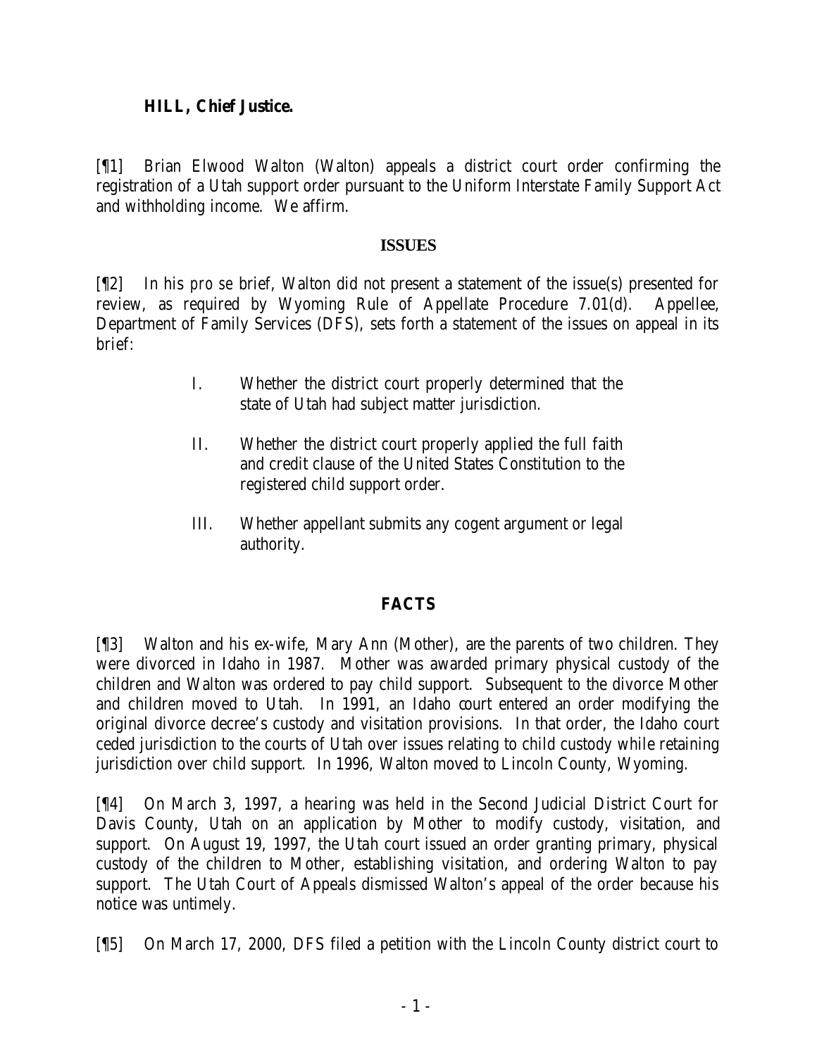**HILL, Chief Justice.**

[¶1] Brian Elwood Walton (Walton) appeals a district court order confirming the registration of a Utah support order pursuant to the Uniform Interstate Family Support Act and withholding income. We affirm.

## ISSUES

[¶2] In his *pro se* brief, Walton did not present a statement of the issue(s) presented for review, as required by Wyoming Rule of Appellate Procedure 7.01(d). Appellee, Department of Family Services (DFS), sets forth a statement of the issues on appeal in its brief:

> I. Whether the district court properly determined that the state of Utah had subject matter jurisdiction.
>
> II. Whether the district court properly applied the full faith and credit clause of the United States Constitution to the registered child support order.
>
> III. Whether appellant submits any cogent argument or legal authority.

## FACTS

[¶3] Walton and his ex-wife, Mary Ann (Mother), are the parents of two children. They were divorced in Idaho in 1987. Mother was awarded primary physical custody of the children and Walton was ordered to pay child support. Subsequent to the divorce Mother and children moved to Utah. In 1991, an Idaho court entered an order modifying the original divorce decree's custody and visitation provisions. In that order, the Idaho court ceded jurisdiction to the courts of Utah over issues relating to child custody while retaining jurisdiction over child support. In 1996, Walton moved to Lincoln County, Wyoming.

[¶4] On March 3, 1997, a hearing was held in the Second Judicial District Court for Davis County, Utah on an application by Mother to modify custody, visitation, and support. On August 19, 1997, the Utah court issued an order granting primary, physical custody of the children to Mother, establishing visitation, and ordering Walton to pay support. The Utah Court of Appeals dismissed Walton's appeal of the order because his notice was untimely.

[¶5] On March 17, 2000, DFS filed a petition with the Lincoln County district court to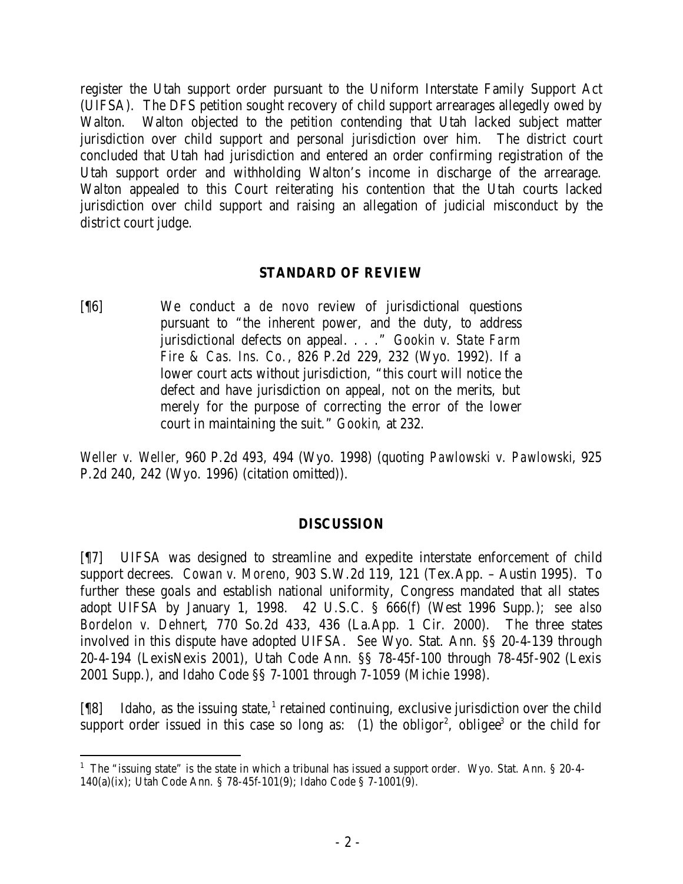register the Utah support order pursuant to the Uniform Interstate Family Support Act (UIFSA). The DFS petition sought recovery of child support arrearages allegedly owed by Walton. Walton objected to the petition contending that Utah lacked subject matter jurisdiction over child support and personal jurisdiction over him. The district court concluded that Utah had jurisdiction and entered an order confirming registration of the Utah support order and withholding Walton's income in discharge of the arrearage. Walton appealed to this Court reiterating his contention that the Utah courts lacked jurisdiction over child support and raising an allegation of judicial misconduct by the district court judge.

## STANDARD OF REVIEW

[¶6] We conduct a *de novo* review of jurisdictional questions pursuant to "the inherent power, and the duty, to address jurisdictional defects on appeal. . . ." *Gookin v. State Farm Fire & Cas. Ins. Co.*, 826 P.2d 229, 232 (Wyo. 1992). If a lower court acts without jurisdiction, "this court will notice the defect and have jurisdiction on appeal, not on the merits, but merely for the purpose of correcting the error of the lower court in maintaining the suit." *Gookin*, at 232.

*Weller v. Weller*, 960 P.2d 493, 494 (Wyo. 1998) (quoting *Pawlowski v. Pawlowski*, 925 P.2d 240, 242 (Wyo. 1996) (citation omitted)).

## DISCUSSION

[¶7] UIFSA was designed to streamline and expedite interstate enforcement of child support decrees. *Cowan v. Moreno*, 903 S.W.2d 119, 121 (Tex.App. – Austin 1995). To further these goals and establish national uniformity, Congress mandated that all states adopt UIFSA by January 1, 1998. 42 U.S.C. § 666(f) (West 1996 Supp.); *see also Bordelon v. Dehnert*, 770 So.2d 433, 436 (La.App. 1 Cir. 2000). The three states involved in this dispute have adopted UIFSA. *See* Wyo. Stat. Ann. §§ 20-4-139 through 20-4-194 (LexisNexis 2001), Utah Code Ann. §§ 78-45f-100 through 78-45f-902 (Lexis 2001 Supp.), and Idaho Code §§ 7-1001 through 7-1059 (Michie 1998).

[¶8] Idaho, as the issuing state,[1] retained continuing, exclusive jurisdiction over the child support order issued in this case so long as: (1) the obligor[2], obligee[3] or the child for

[1] The "issuing state" is the state in which a tribunal has issued a support order. Wyo. Stat. Ann. § 20-4-140(a)(ix); Utah Code Ann. § 78-45f-101(9); Idaho Code § 7-1001(9).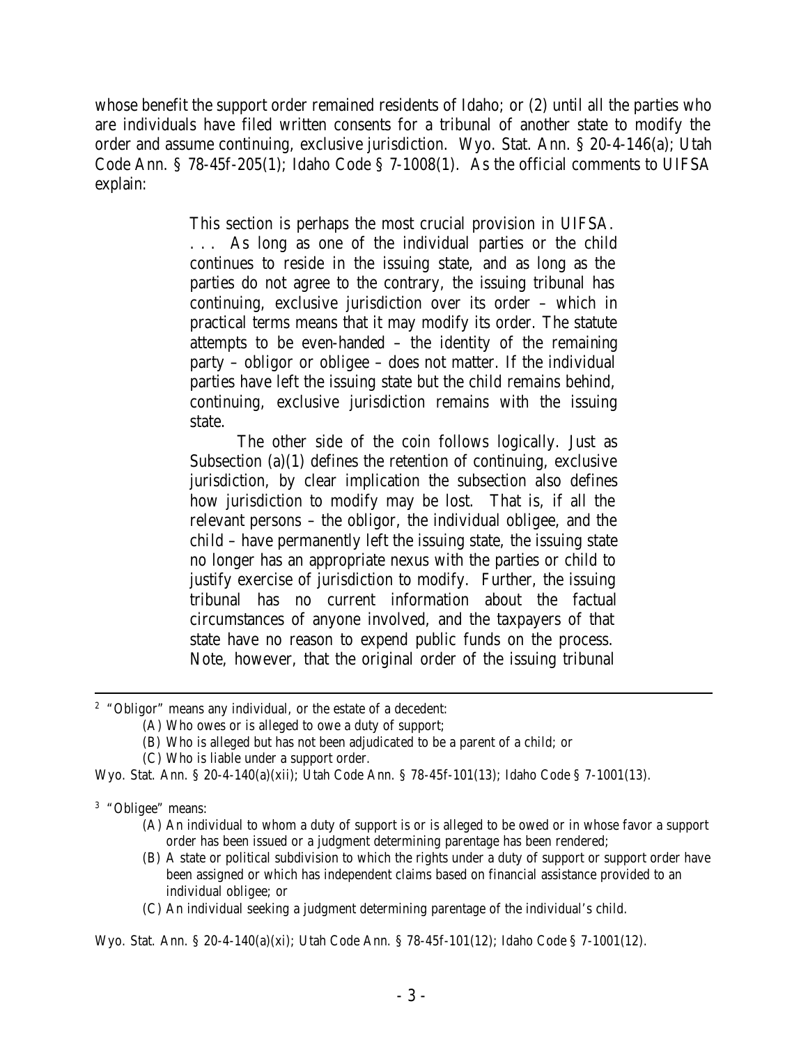whose benefit the support order remained residents of Idaho; or (2) until all the parties who are individuals have filed written consents for a tribunal of another state to modify the order and assume continuing, exclusive jurisdiction. Wyo. Stat. Ann. § 20-4-146(a); Utah Code Ann. § 78-45f-205(1); Idaho Code § 7-1008(1). As the official comments to UIFSA explain:

> This section is perhaps the most crucial provision in UIFSA. . . . As long as one of the individual parties or the child continues to reside in the issuing state, and as long as the parties do not agree to the contrary, the issuing tribunal has continuing, exclusive jurisdiction over its order – which in practical terms means that it may modify its order. The statute attempts to be even-handed – the identity of the remaining party – obligor or obligee – does not matter. If the individual parties have left the issuing state but the child remains behind, continuing, exclusive jurisdiction remains with the issuing state.
>
> The other side of the coin follows logically. Just as Subsection (a)(1) defines the retention of continuing, exclusive jurisdiction, by clear implication the subsection also defines how jurisdiction to modify may be lost. That is, if all the relevant persons – the obligor, the individual obligee, and the child – have permanently left the issuing state, the issuing state no longer has an appropriate nexus with the parties or child to justify exercise of jurisdiction to modify. Further, the issuing tribunal has no current information about the factual circumstances of anyone involved, and the taxpayers of that state have no reason to expend public funds on the process. Note, however, that the original order of the issuing tribunal

---

[2] "Obligor" means any individual, or the estate of a decedent:

(A) Who owes or is alleged to owe a duty of support;

(B) Who is alleged but has not been adjudicated to be a parent of a child; or

(C) Who is liable under a support order.

Wyo. Stat. Ann. § 20-4-140(a)(xii); Utah Code Ann. § 78-45f-101(13); Idaho Code § 7-1001(13).

[3] "Obligee" means:

(A) An individual to whom a duty of support is or is alleged to be owed or in whose favor a support order has been issued or a judgment determining parentage has been rendered;

(B) A state or political subdivision to which the rights under a duty of support or support order have been assigned or which has independent claims based on financial assistance provided to an individual obligee; or

(C) An individual seeking a judgment determining parentage of the individual's child.

Wyo. Stat. Ann. § 20-4-140(a)(xi); Utah Code Ann. § 78-45f-101(12); Idaho Code § 7-1001(12).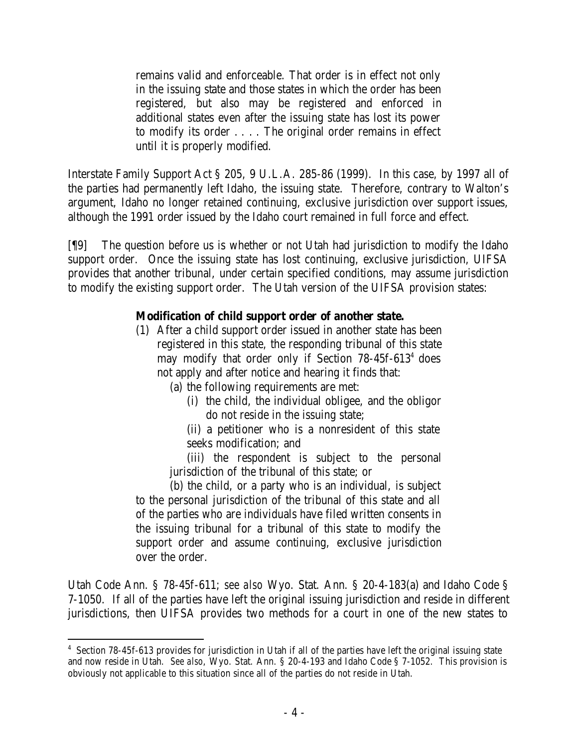> remains valid and enforceable. That order is in effect not only in the issuing state and those states in which the order has been registered, but also may be registered and enforced in additional states even after the issuing state has lost its power to modify its order . . . . The original order remains in effect until it is properly modified.

Interstate Family Support Act § 205, 9 U.L.A. 285-86 (1999). In this case, by 1997 all of the parties had permanently left Idaho, the issuing state. Therefore, contrary to Walton's argument, Idaho no longer retained continuing, exclusive jurisdiction over support issues, although the 1991 order issued by the Idaho court remained in full force and effect.

[¶9] The question before us is whether or not Utah had jurisdiction to modify the Idaho support order. Once the issuing state has lost continuing, exclusive jurisdiction, UIFSA provides that another tribunal, under certain specified conditions, may assume jurisdiction to modify the existing support order. The Utah version of the UIFSA provision states:

> **Modification of child support order of another state.**
>
> (1) After a child support order issued in another state has been registered in this state, the responding tribunal of this state may modify that order only if Section 78-45f-613[4] does not apply and after notice and hearing it finds that:
>
> (a) the following requirements are met:
>
> (i) the child, the individual obligee, and the obligor do not reside in the issuing state;
>
> (ii) a petitioner who is a nonresident of this state seeks modification; and
>
> (iii) the respondent is subject to the personal jurisdiction of the tribunal of this state; or
>
> (b) the child, or a party who is an individual, is subject to the personal jurisdiction of the tribunal of this state and all of the parties who are individuals have filed written consents in the issuing tribunal for a tribunal of this state to modify the support order and assume continuing, exclusive jurisdiction over the order.

Utah Code Ann. § 78-45f-611; *see also* Wyo. Stat. Ann. § 20-4-183(a) and Idaho Code § 7-1050. If all of the parties have left the original issuing jurisdiction and reside in different jurisdictions, then UIFSA provides two methods for a court in one of the new states to

---

[4] Section 78-45f-613 provides for jurisdiction in Utah if all of the parties have left the original issuing state and now reside in Utah. *See also*, Wyo. Stat. Ann. § 20-4-193 and Idaho Code § 7-1052. This provision is obviously not applicable to this situation since all of the parties do not reside in Utah.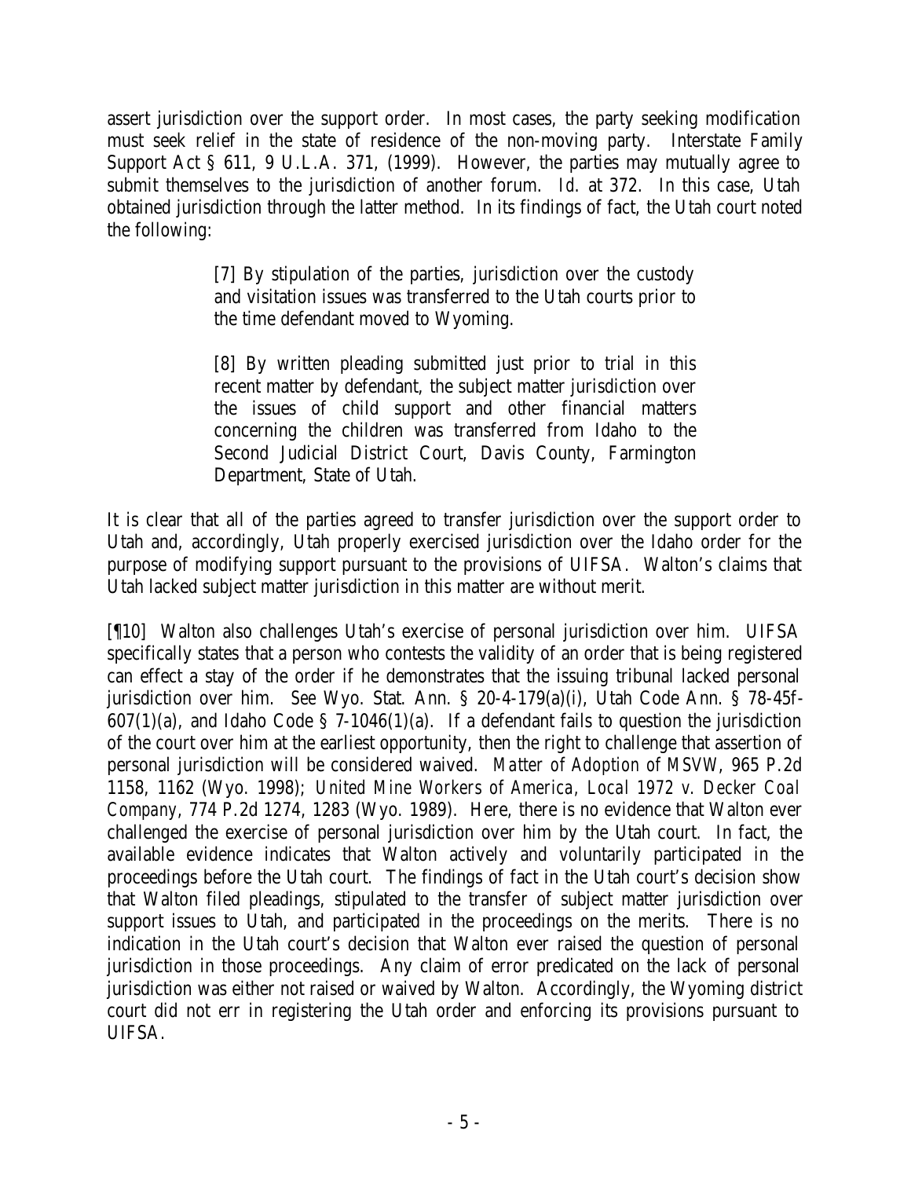assert jurisdiction over the support order. In most cases, the party seeking modification must seek relief in the state of residence of the non-moving party. Interstate Family Support Act § 611, 9 U.L.A. 371, (1999). However, the parties may mutually agree to submit themselves to the jurisdiction of another forum. *Id.* at 372. In this case, Utah obtained jurisdiction through the latter method. In its findings of fact, the Utah court noted the following:

> [7] By stipulation of the parties, jurisdiction over the custody and visitation issues was transferred to the Utah courts prior to the time defendant moved to Wyoming.
>
> [8] By written pleading submitted just prior to trial in this recent matter by defendant, the subject matter jurisdiction over the issues of child support and other financial matters concerning the children was transferred from Idaho to the Second Judicial District Court, Davis County, Farmington Department, State of Utah.

It is clear that all of the parties agreed to transfer jurisdiction over the support order to Utah and, accordingly, Utah properly exercised jurisdiction over the Idaho order for the purpose of modifying support pursuant to the provisions of UIFSA. Walton's claims that Utah lacked subject matter jurisdiction in this matter are without merit.

[¶10] Walton also challenges Utah's exercise of personal jurisdiction over him. UIFSA specifically states that a person who contests the validity of an order that is being registered can effect a stay of the order if he demonstrates that the issuing tribunal lacked personal jurisdiction over him. *See* Wyo. Stat. Ann. § 20-4-179(a)(i), Utah Code Ann. § 78-45f-607(1)(a), and Idaho Code § 7-1046(1)(a). If a defendant fails to question the jurisdiction of the court over him at the earliest opportunity, then the right to challenge that assertion of personal jurisdiction will be considered waived. *Matter of Adoption of MSVW*, 965 P.2d 1158, 1162 (Wyo. 1998); *United Mine Workers of America, Local 1972 v. Decker Coal Company*, 774 P.2d 1274, 1283 (Wyo. 1989). Here, there is no evidence that Walton ever challenged the exercise of personal jurisdiction over him by the Utah court. In fact, the available evidence indicates that Walton actively and voluntarily participated in the proceedings before the Utah court. The findings of fact in the Utah court's decision show that Walton filed pleadings, stipulated to the transfer of subject matter jurisdiction over support issues to Utah, and participated in the proceedings on the merits. There is no indication in the Utah court's decision that Walton ever raised the question of personal jurisdiction in those proceedings. Any claim of error predicated on the lack of personal jurisdiction was either not raised or waived by Walton. Accordingly, the Wyoming district court did not err in registering the Utah order and enforcing its provisions pursuant to UIFSA.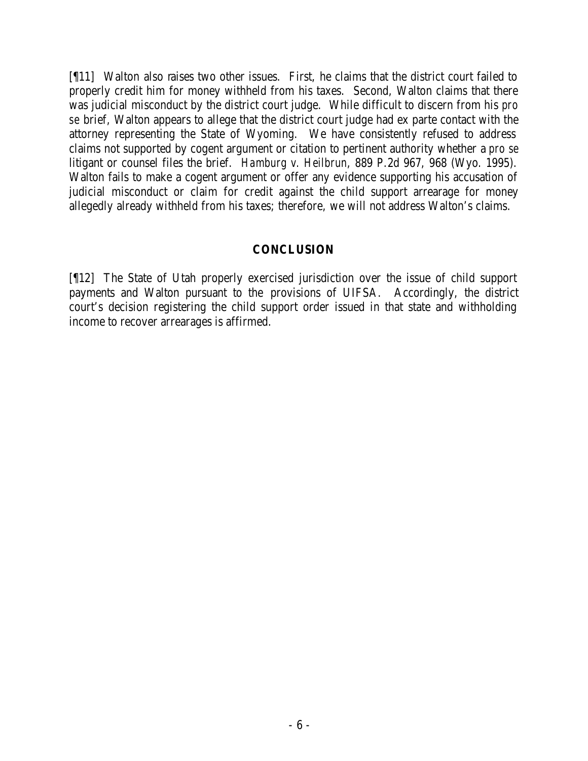[¶11] Walton also raises two other issues. First, he claims that the district court failed to properly credit him for money withheld from his taxes. Second, Walton claims that there was judicial misconduct by the district court judge. While difficult to discern from his *pro se* brief, Walton appears to allege that the district court judge had ex parte contact with the attorney representing the State of Wyoming. We have consistently refused to address claims not supported by cogent argument or citation to pertinent authority whether a *pro se* litigant or counsel files the brief. *Hamburg v. Heilbrun*, 889 P.2d 967, 968 (Wyo. 1995). Walton fails to make a cogent argument or offer any evidence supporting his accusation of judicial misconduct or claim for credit against the child support arrearage for money allegedly already withheld from his taxes; therefore, we will not address Walton's claims.

## CONCLUSION

[¶12] The State of Utah properly exercised jurisdiction over the issue of child support payments and Walton pursuant to the provisions of UIFSA. Accordingly, the district court's decision registering the child support order issued in that state and withholding income to recover arrearages is affirmed.